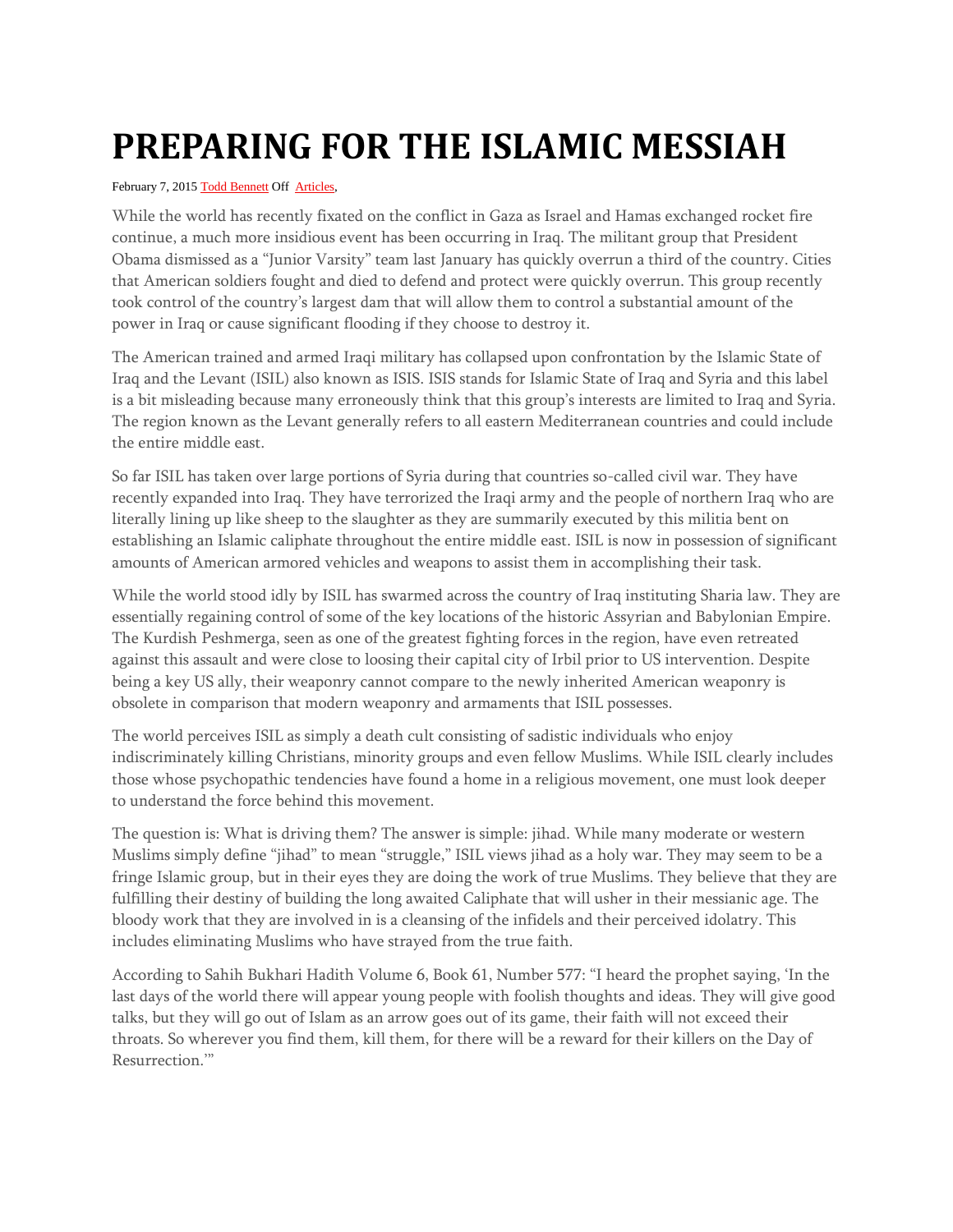# PREPARING FOR THE ISLAMIC MESSIAH

February 7, 2015 Todd Bennett Off Articles,

While the world has recently fixated on the conflict in Gaza as Israel and Hamas exchanged rocket fire continue, a much more insidious event has been occurring in Iraq. The militant group that President Obama dismissed as a "Junior Varsity" team last January has quickly overrun a third of the country. Cities that American soldiers fought and died to defend and protect were quickly overrun. This group recently took control of the country's largest dam that will allow them to control a substantial amount of the power in Iraq or cause significant flooding if they choose to destroy it.

The American trained and armed Iraqi military has collapsed upon confrontation by the Islamic State of Iraq and the Levant (ISIL) also known as ISIS. ISIS stands for Islamic State of Iraq and Syria and this label is a bit misleading because many erroneously think that this group's interests are limited to Iraq and Syria. The region known as the Levant generally refers to all eastern Mediterranean countries and could include the entire middle east.

So far ISIL has taken over large portions of Syria during that countries so-called civil war. They have recently expanded into Iraq. They have terrorized the Iraqi army and the people of northern Iraq who are literally lining up like sheep to the slaughter as they are summarily executed by this militia bent on establishing an Islamic caliphate throughout the entire middle east. ISIL is now in possession of significant amounts of American armored vehicles and weapons to assist them in accomplishing their task.

While the world stood idly by ISIL has swarmed across the country of Iraq instituting Sharia law. They are essentially regaining control of some of the key locations of the historic Assyrian and Babylonian Empire. The Kurdish Peshmerga, seen as one of the greatest fighting forces in the region, have even retreated against this assault and were close to loosing their capital city of Irbil prior to US intervention. Despite being a key US ally, their weaponry cannot compare to the newly inherited American weaponry is obsolete in comparison that modern weaponry and armaments that ISIL possesses.

The world perceives ISIL as simply a death cult consisting of sadistic individuals who enjoy indiscriminately killing Christians, minority groups and even fellow Muslims. While ISIL clearly includes those whose psychopathic tendencies have found a home in a religious movement, one must look deeper to understand the force behind this movement.

The question is: What is driving them? The answer is simple: jihad. While many moderate or western Muslims simply define "jihad" to mean "struggle," ISIL views jihad as a holy war. They may seem to be a fringe Islamic group, but in their eyes they are doing the work of true Muslims. They believe that they are fulfilling their destiny of building the long awaited Caliphate that will usher in their messianic age. The bloody work that they are involved in is a cleansing of the infidels and their perceived idolatry. This includes eliminating Muslims who have strayed from the true faith.

According to Sahih Bukhari Hadith Volume 6, Book 61, Number 577: "I heard the prophet saying, 'In the last days of the world there will appear young people with foolish thoughts and ideas. They will give good talks, but they will go out of Islam as an arrow goes out of its game, their faith will not exceed their throats. So wherever you find them, kill them, for there will be a reward for their killers on the Day of Resurrection.'"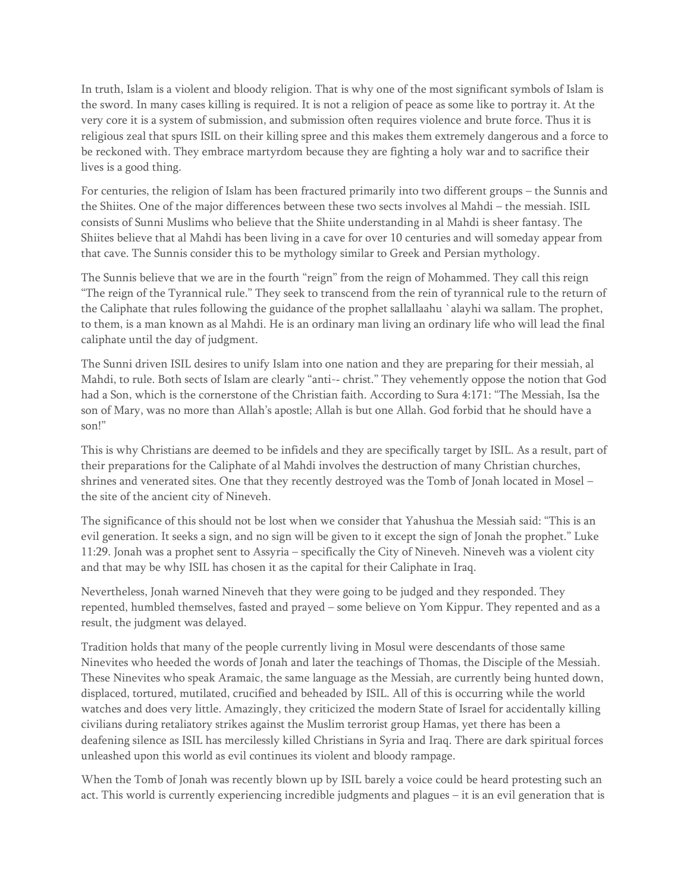In truth, Islam is a violent and bloody religion. That is why one of the most significant symbols of Islam is the sword. In many cases killing is required. It is not a religion of peace as some like to portray it. At the very core it is a system of submission, and submission often requires violence and brute force. Thus it is religious zeal that spurs ISIL on their killing spree and this makes them extremely dangerous and a force to be reckoned with. They embrace martyrdom because they are fighting a holy war and to sacrifice their lives is a good thing.

For centuries, the religion of Islam has been fractured primarily into two different groups – the Sunnis and the Shiites. One of the major differences between these two sects involves al Mahdi – the messiah. ISIL consists of Sunni Muslims who believe that the Shiite understanding in al Mahdi is sheer fantasy. The Shiites believe that al Mahdi has been living in a cave for over 10 centuries and will someday appear from that cave. The Sunnis consider this to be mythology similar to Greek and Persian mythology.

The Sunnis believe that we are in the fourth "reign" from the reign of Mohammed. They call this reign "The reign of the Tyrannical rule." They seek to transcend from the rein of tyrannical rule to the return of the Caliphate that rules following the guidance of the prophet sallallaahu `alayhi wa sallam. The prophet, to them, is a man known as al Mahdi. He is an ordinary man living an ordinary life who will lead the final caliphate until the day of judgment.

The Sunni driven ISIL desires to unify Islam into one nation and they are preparing for their messiah, al Mahdi, to rule. Both sects of Islam are clearly "anti-- christ." They vehemently oppose the notion that God had a Son, which is the cornerstone of the Christian faith. According to Sura 4:171: "The Messiah, Isa the son of Mary, was no more than Allah's apostle; Allah is but one Allah. God forbid that he should have a son!"

This is why Christians are deemed to be infidels and they are specifically target by ISIL. As a result, part of their preparations for the Caliphate of al Mahdi involves the destruction of many Christian churches, shrines and venerated sites. One that they recently destroyed was the Tomb of Jonah located in Mosel – the site of the ancient city of Nineveh.

The significance of this should not be lost when we consider that Yahushua the Messiah said: "This is an evil generation. It seeks a sign, and no sign will be given to it except the sign of Jonah the prophet." Luke 11:29. Jonah was a prophet sent to Assyria – specifically the City of Nineveh. Nineveh was a violent city and that may be why ISIL has chosen it as the capital for their Caliphate in Iraq.

Nevertheless, Jonah warned Nineveh that they were going to be judged and they responded. They repented, humbled themselves, fasted and prayed – some believe on Yom Kippur. They repented and as a result, the judgment was delayed.

Tradition holds that many of the people currently living in Mosul were descendants of those same Ninevites who heeded the words of Jonah and later the teachings of Thomas, the Disciple of the Messiah. These Ninevites who speak Aramaic, the same language as the Messiah, are currently being hunted down, displaced, tortured, mutilated, crucified and beheaded by ISIL. All of this is occurring while the world watches and does very little. Amazingly, they criticized the modern State of Israel for accidentally killing civilians during retaliatory strikes against the Muslim terrorist group Hamas, yet there has been a deafening silence as ISIL has mercilessly killed Christians in Syria and Iraq. There are dark spiritual forces unleashed upon this world as evil continues its violent and bloody rampage.

When the Tomb of Jonah was recently blown up by ISIL barely a voice could be heard protesting such an act. This world is currently experiencing incredible judgments and plagues – it is an evil generation that is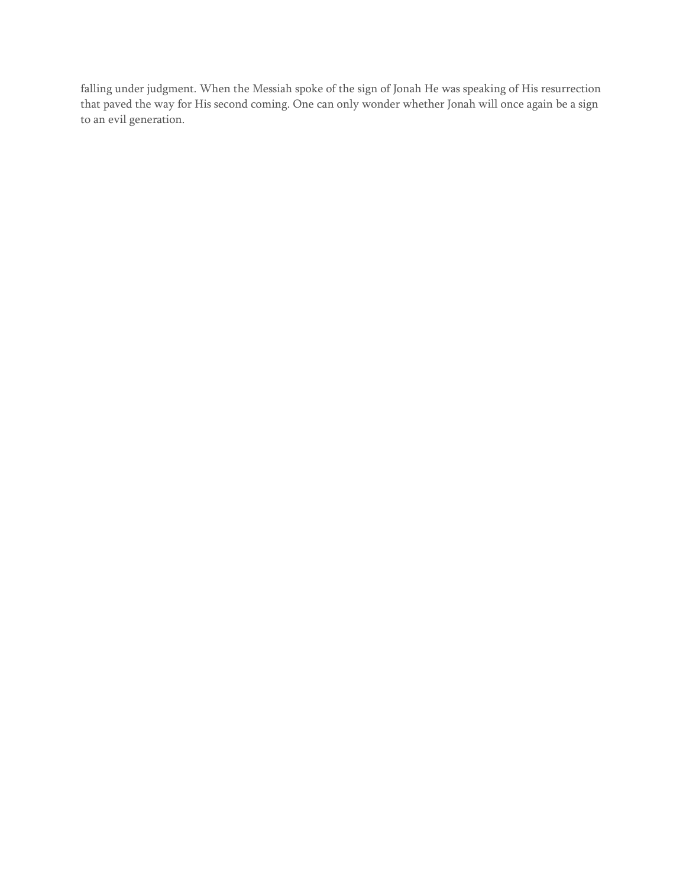falling under judgment. When the Messiah spoke of the sign of Jonah He was speaking of His resurrection that paved the way for His second coming. One can only wonder whether Jonah will once again be a sign to an evil generation.